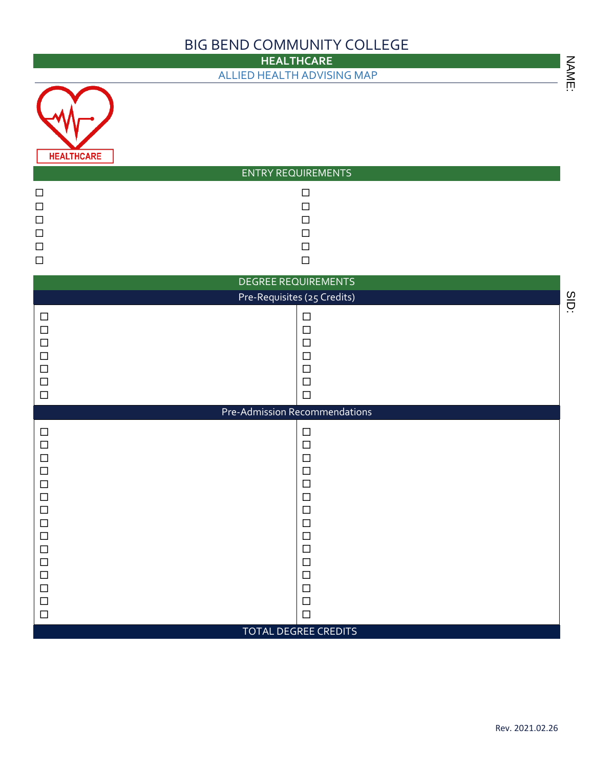# BIG BEND COMMUNITY COLLEGE

## HEALTHCARE

### ALLIED HEALTH ADVISING MAP

NAME:

SID:

HEALTHCARE

## ENTRY REQUIREMENTS

- ☐
- ☐
- ☐
- ☐
- ☐
- ☐
- ☐
- ☐
- ☐
- ☐
- ☐
- ☐

## DEGREE REQUIREMENTS

### Pre-Requisites (25 Credits)

- ☐
- ☐
- ☐
- ☐
- ☐
- ☐
- ☐
- ☐
- ☐
- ☐
- ☐
- ☐
- ☐
- ☐

### Pre-Admission Recommendations

- ☐
- ☐
- ☐
- ☐
- ☐
- ☐
- ☐
- ☐
- ☐
- ☐
- ☐
- ☐
- ☐
- ☐
- ☐
- ☐
- ☐
- ☐
- ☐
- ☐
- ☐
- ☐
- ☐
- ☐
- ☐
- ☐
- ☐
- ☐
- ☐
- ☐

### TOTAL DEGREE CREDITS

Rev. 2021.02.26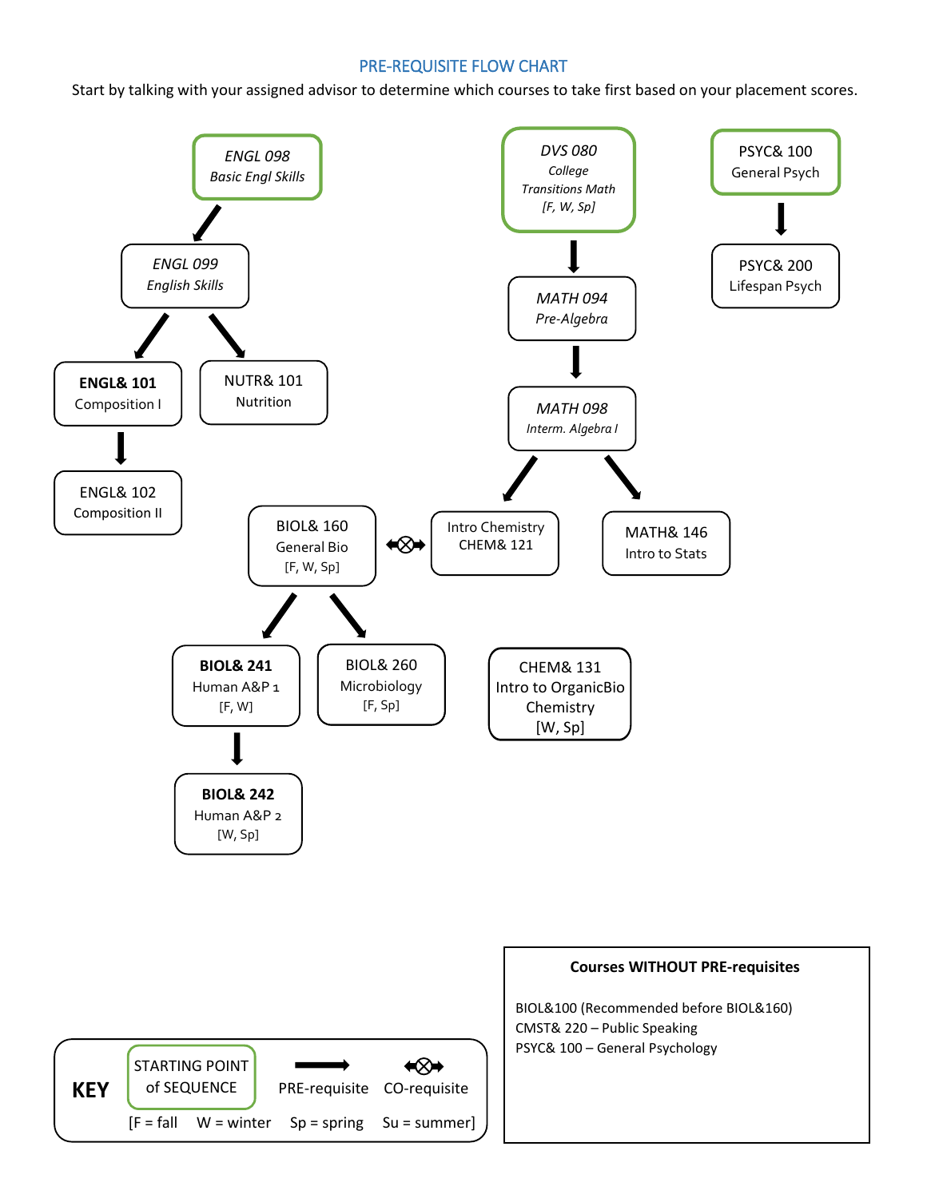## PRE-REQUISITE FLOW CHART

Start by talking with your assigned advisor to determine which courses to take first based on your placement scores.

*ENGL 098*
*Basic Engl Skills*

→ *ENGL 099*
*English Skills*

→ **ENGL& 101**
Composition I

→ ENGL& 102
Composition II

→ NUTR& 101
Nutrition

*DVS 080*
*College Transitions Math*
*[F, W, Sp]*

→ *MATH 094*
*Pre-Algebra*

→ *MATH 098*
*Interm. Algebra I*

→ Intro Chemistry
CHEM& 121

→ MATH& 146
Intro to Stats

PSYC& 100
General Psych

→ PSYC& 200
Lifespan Psych

BIOL& 160
General Bio
[F, W, Sp]

(co-requisite with Intro Chemistry CHEM& 121)

→ **BIOL& 241**
Human A&P 1
[F, W]

→ **BIOL& 242**
Human A&P 2
[W, Sp]

→ BIOL& 260
Microbiology
[F, Sp]

CHEM& 131
Intro to OrganicBio Chemistry
[W, Sp]

### Courses WITHOUT PRE-requisites

BIOL&100 (Recommended before BIOL&160)
CMST& 220 – Public Speaking
PSYC& 100 – General Psychology

**KEY**

STARTING POINT of SEQUENCE | PRE-requisite | CO-requisite

[F = fall W = winter Sp = spring Su = summer]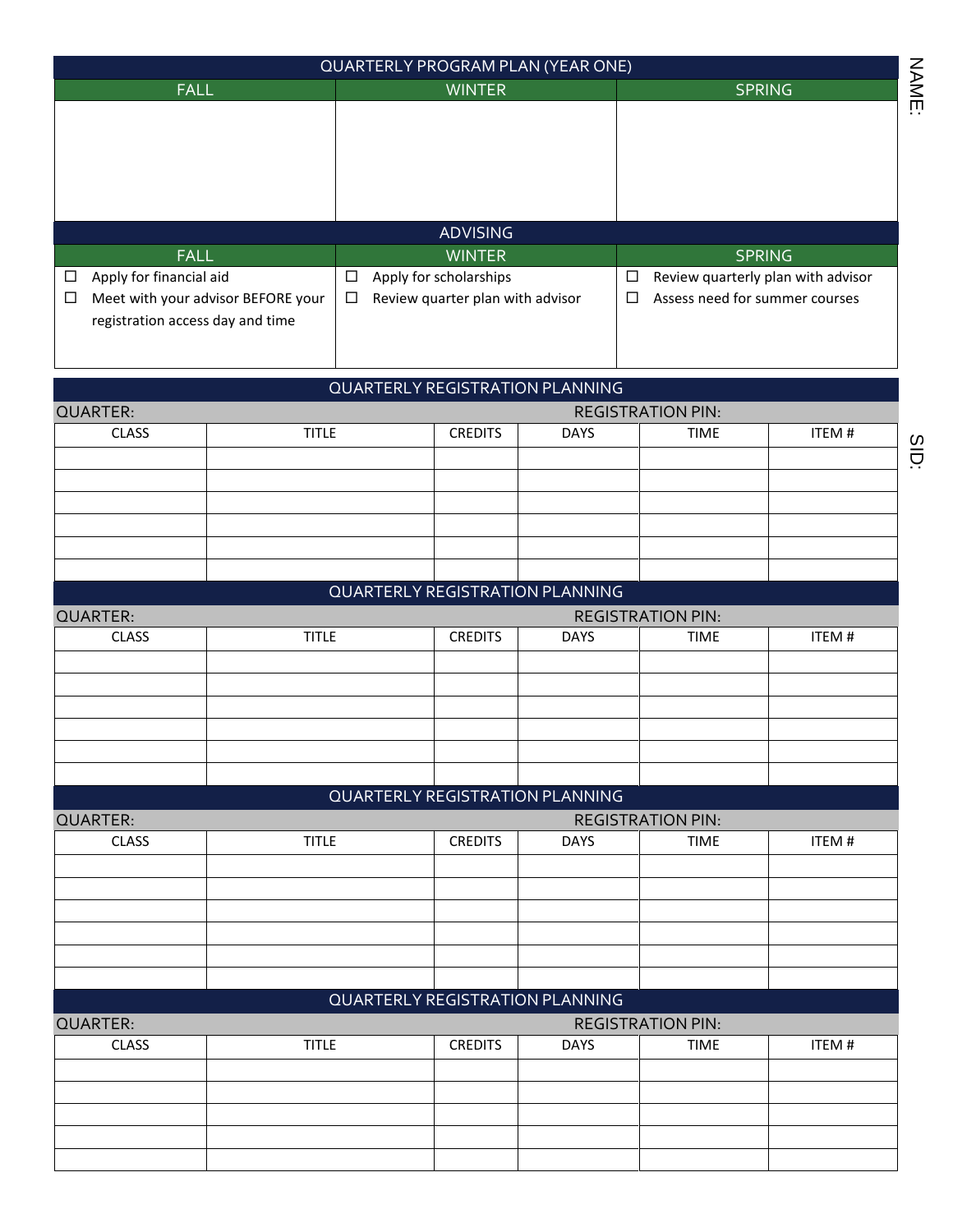NAME:

SID:

## QUARTERLY PROGRAM PLAN (YEAR ONE)

| FALL | WINTER | SPRING |
|---|---|---|
| | | |

## ADVISING

| FALL | WINTER | SPRING |
|---|---|---|
| ☐ Apply for financial aid<br>☐ Meet with your advisor BEFORE your registration access day and time | ☐ Apply for scholarships<br>☐ Review quarter plan with advisor | ☐ Review quarterly plan with advisor<br>☐ Assess need for summer courses |

## QUARTERLY REGISTRATION PLANNING

QUARTER: REGISTRATION PIN:

| CLASS | TITLE | CREDITS | DAYS | TIME | ITEM # |
|---|---|---|---|---|---|
| | | | | | |
| | | | | | |
| | | | | | |
| | | | | | |
| | | | | | |
| | | | | | |

## QUARTERLY REGISTRATION PLANNING

QUARTER: REGISTRATION PIN:

| CLASS | TITLE | CREDITS | DAYS | TIME | ITEM # |
|---|---|---|---|---|---|
| | | | | | |
| | | | | | |
| | | | | | |
| | | | | | |
| | | | | | |
| | | | | | |

## QUARTERLY REGISTRATION PLANNING

QUARTER: REGISTRATION PIN:

| CLASS | TITLE | CREDITS | DAYS | TIME | ITEM # |
|---|---|---|---|---|---|
| | | | | | |
| | | | | | |
| | | | | | |
| | | | | | |
| | | | | | |
| | | | | | |

## QUARTERLY REGISTRATION PLANNING

QUARTER: REGISTRATION PIN:

| CLASS | TITLE | CREDITS | DAYS | TIME | ITEM # |
|---|---|---|---|---|---|
| | | | | | |
| | | | | | |
| | | | | | |
| | | | | | |
| | | | | | |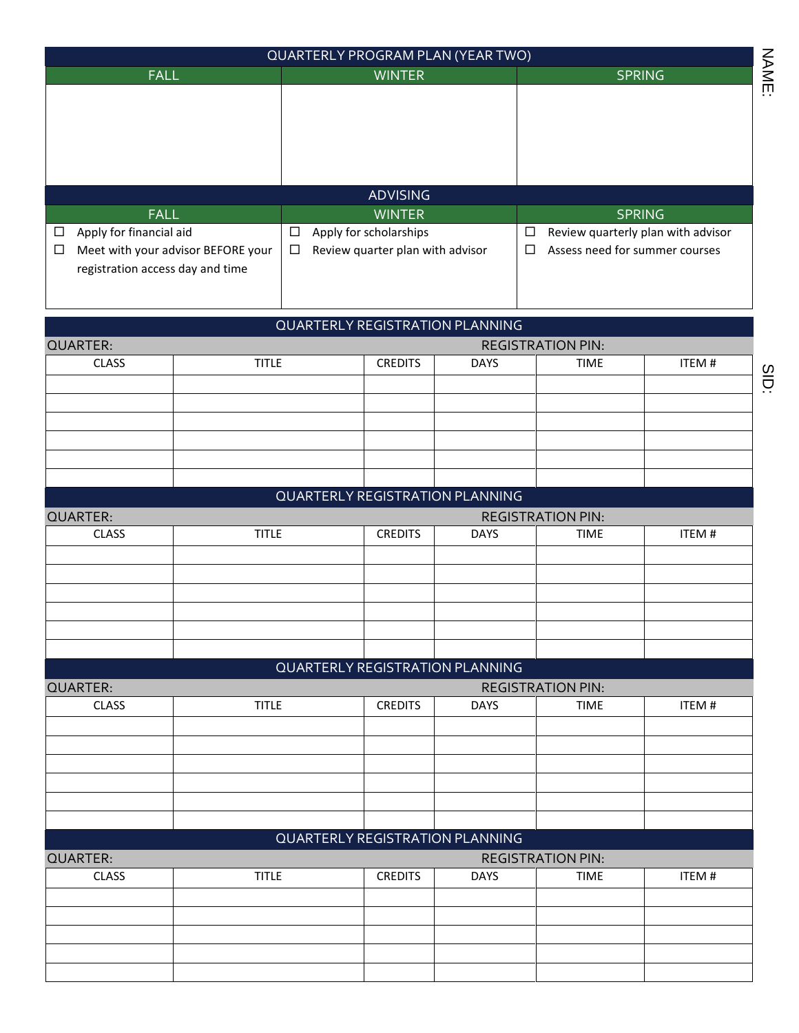NAME:

SID:

## QUARTERLY PROGRAM PLAN (YEAR TWO)

| FALL | WINTER | SPRING |
|---|---|---|
| | | |

## ADVISING

| FALL | WINTER | SPRING |
|---|---|---|
| ☐ Apply for financial aid<br>☐ Meet with your advisor BEFORE your registration access day and time | ☐ Apply for scholarships<br>☐ Review quarter plan with advisor | ☐ Review quarterly plan with advisor<br>☐ Assess need for summer courses |

## QUARTERLY REGISTRATION PLANNING

QUARTER: REGISTRATION PIN:

| CLASS | TITLE | CREDITS | DAYS | TIME | ITEM # |
|---|---|---|---|---|---|
| | | | | | |
| | | | | | |
| | | | | | |
| | | | | | |
| | | | | | |
| | | | | | |

## QUARTERLY REGISTRATION PLANNING

QUARTER: REGISTRATION PIN:

| CLASS | TITLE | CREDITS | DAYS | TIME | ITEM # |
|---|---|---|---|---|---|
| | | | | | |
| | | | | | |
| | | | | | |
| | | | | | |
| | | | | | |
| | | | | | |

## QUARTERLY REGISTRATION PLANNING

QUARTER: REGISTRATION PIN:

| CLASS | TITLE | CREDITS | DAYS | TIME | ITEM # |
|---|---|---|---|---|---|
| | | | | | |
| | | | | | |
| | | | | | |
| | | | | | |
| | | | | | |
| | | | | | |

## QUARTERLY REGISTRATION PLANNING

QUARTER: REGISTRATION PIN:

| CLASS | TITLE | CREDITS | DAYS | TIME | ITEM # |
|---|---|---|---|---|---|
| | | | | | |
| | | | | | |
| | | | | | |
| | | | | | |
| | | | | | |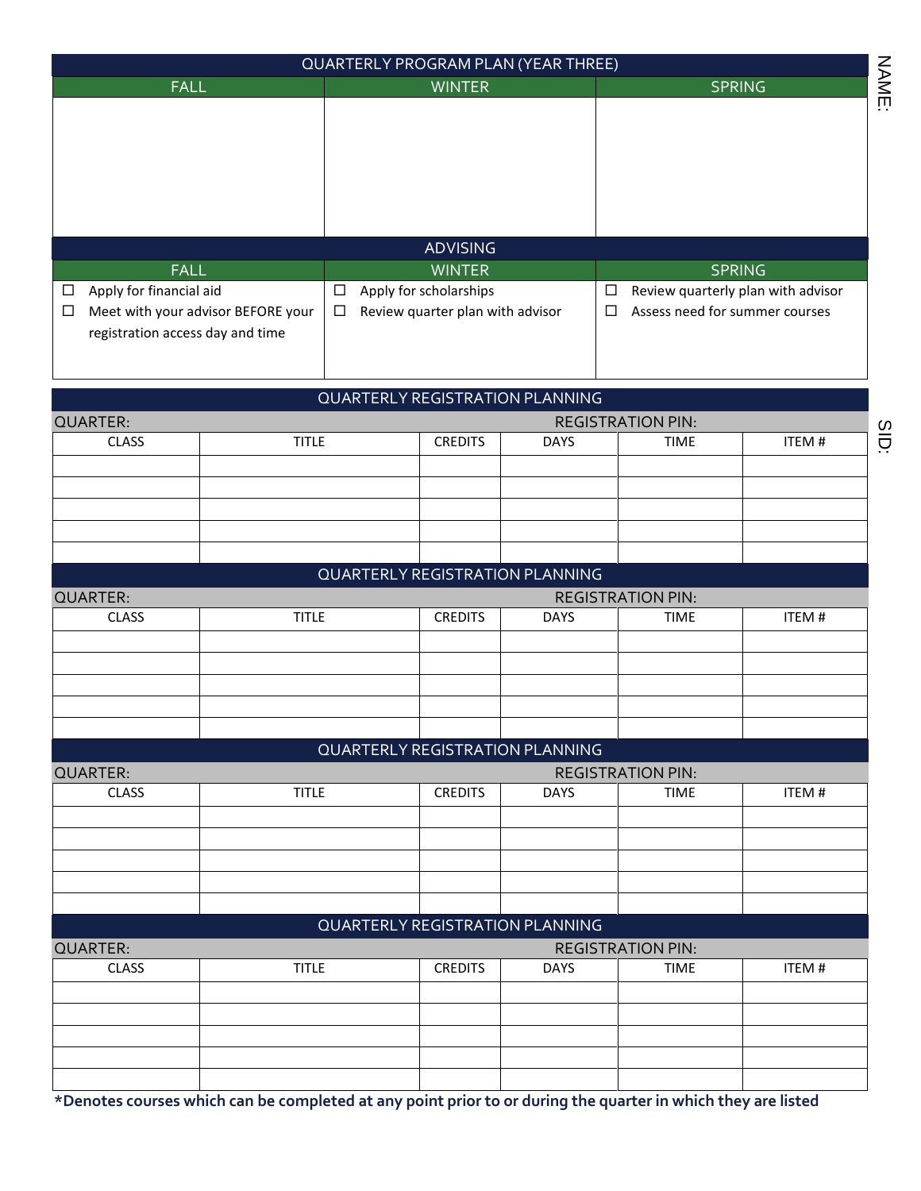NAME:

SID:

## QUARTERLY PROGRAM PLAN (YEAR THREE)

| FALL | WINTER | SPRING |
| --- | --- | --- |
| | | |

## ADVISING

| FALL | WINTER | SPRING |
| --- | --- | --- |
| ☐ Apply for financial aid<br>☐ Meet with your advisor BEFORE your registration access day and time | ☐ Apply for scholarships<br>☐ Review quarter plan with advisor | ☐ Review quarterly plan with advisor<br>☐ Assess need for summer courses |

## QUARTERLY REGISTRATION PLANNING

QUARTER: REGISTRATION PIN:

| CLASS | TITLE | CREDITS | DAYS | TIME | ITEM # |
| --- | --- | --- | --- | --- | --- |
| | | | | | |
| | | | | | |
| | | | | | |
| | | | | | |
| | | | | | |

## QUARTERLY REGISTRATION PLANNING

QUARTER: REGISTRATION PIN:

| CLASS | TITLE | CREDITS | DAYS | TIME | ITEM # |
| --- | --- | --- | --- | --- | --- |
| | | | | | |
| | | | | | |
| | | | | | |
| | | | | | |
| | | | | | |

## QUARTERLY REGISTRATION PLANNING

QUARTER: REGISTRATION PIN:

| CLASS | TITLE | CREDITS | DAYS | TIME | ITEM # |
| --- | --- | --- | --- | --- | --- |
| | | | | | |
| | | | | | |
| | | | | | |
| | | | | | |
| | | | | | |

## QUARTERLY REGISTRATION PLANNING

QUARTER: REGISTRATION PIN:

| CLASS | TITLE | CREDITS | DAYS | TIME | ITEM # |
| --- | --- | --- | --- | --- | --- |
| | | | | | |
| | | | | | |
| | | | | | |
| | | | | | |
| | | | | | |

**\*Denotes courses which can be completed at any point prior to or during the quarter in which they are listed**